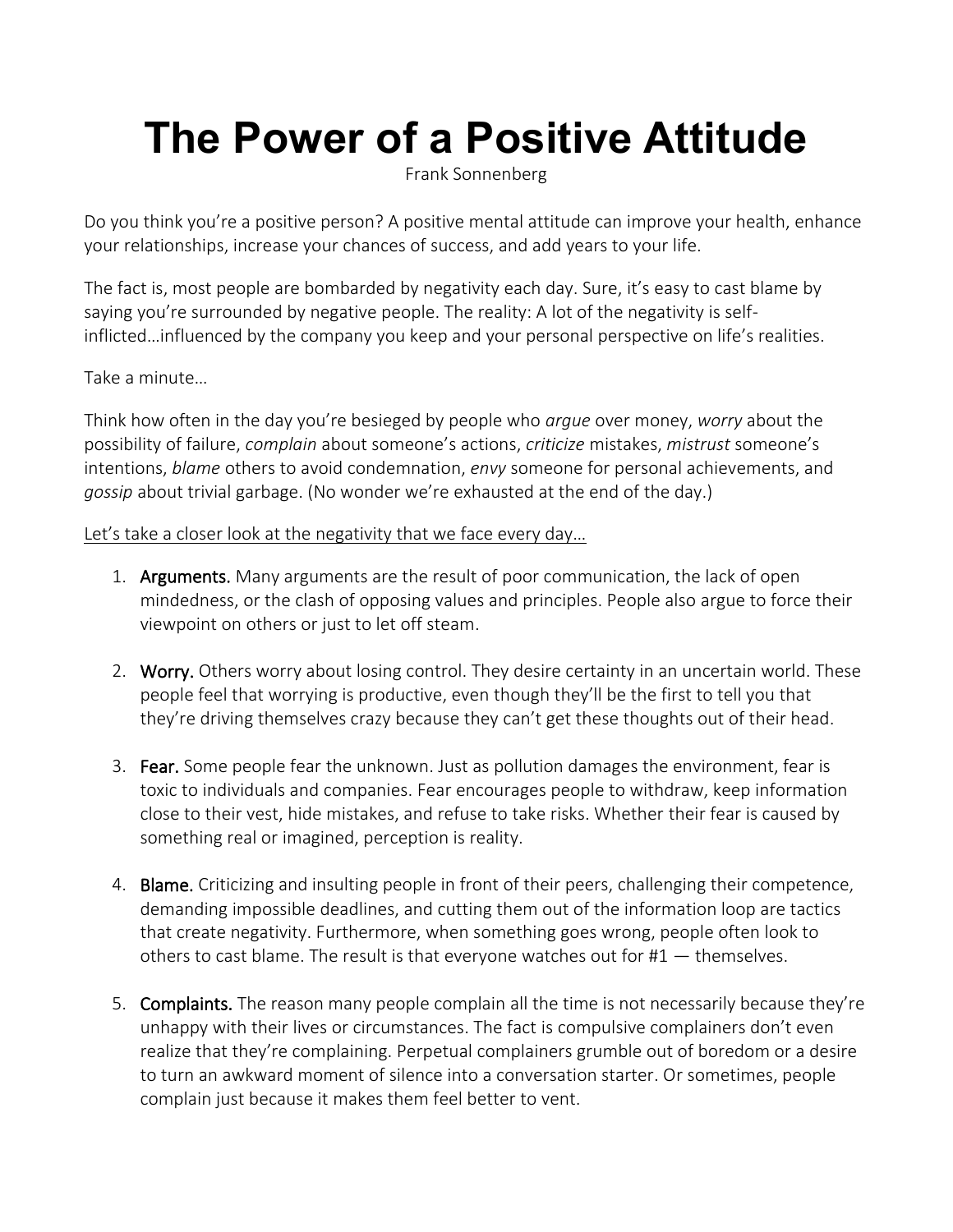# The Power of a Positive Attitude

Frank Sonnenberg

Do you think you're a positive person? A positive mental attitude can improve your health, enhance your relationships, increase your chances of success, and add years to your life.

The fact is, most people are bombarded by negativity each day. Sure, it's easy to cast blame by saying you're surrounded by negative people. The reality: A lot of the negativity is self-inflicted…influenced by the company you keep and your personal perspective on life's realities.

Take a minute…

Think how often in the day you're besieged by people who *argue* over money, *worry* about the possibility of failure, *complain* about someone's actions, *criticize* mistakes, *mistrust* someone's intentions, *blame* others to avoid condemnation, *envy* someone for personal achievements, and *gossip* about trivial garbage. (No wonder we're exhausted at the end of the day.)

<u>Let's take a closer look at the negativity that we face every day…</u>

1. **Arguments.** Many arguments are the result of poor communication, the lack of open mindedness, or the clash of opposing values and principles. People also argue to force their viewpoint on others or just to let off steam.

2. **Worry.** Others worry about losing control. They desire certainty in an uncertain world. These people feel that worrying is productive, even though they'll be the first to tell you that they're driving themselves crazy because they can't get these thoughts out of their head.

3. **Fear.** Some people fear the unknown. Just as pollution damages the environment, fear is toxic to individuals and companies. Fear encourages people to withdraw, keep information close to their vest, hide mistakes, and refuse to take risks. Whether their fear is caused by something real or imagined, perception is reality.

4. **Blame.** Criticizing and insulting people in front of their peers, challenging their competence, demanding impossible deadlines, and cutting them out of the information loop are tactics that create negativity. Furthermore, when something goes wrong, people often look to others to cast blame. The result is that everyone watches out for #1 — themselves.

5. **Complaints.** The reason many people complain all the time is not necessarily because they're unhappy with their lives or circumstances. The fact is compulsive complainers don't even realize that they're complaining. Perpetual complainers grumble out of boredom or a desire to turn an awkward moment of silence into a conversation starter. Or sometimes, people complain just because it makes them feel better to vent.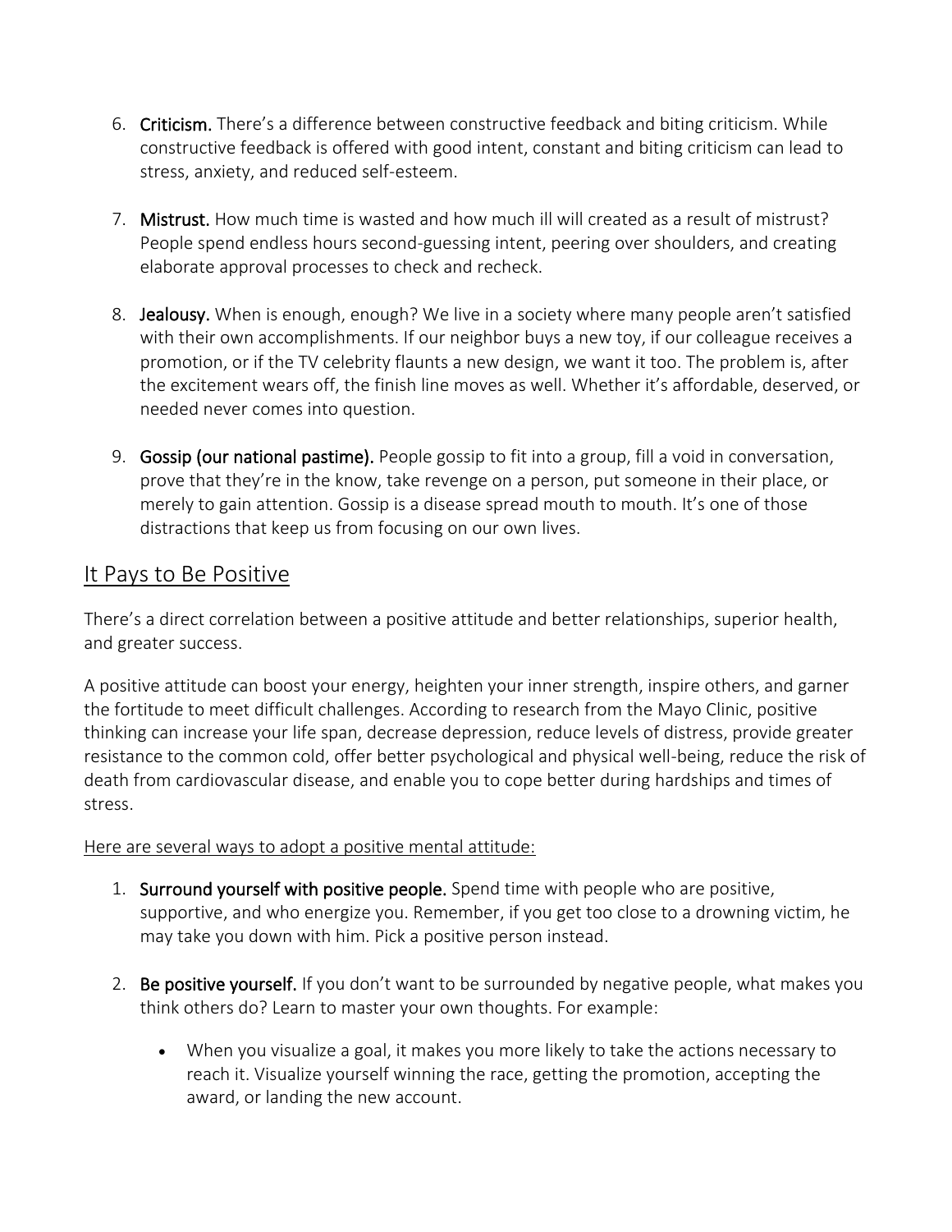6. **Criticism.** There's a difference between constructive feedback and biting criticism. While constructive feedback is offered with good intent, constant and biting criticism can lead to stress, anxiety, and reduced self-esteem.

7. **Mistrust.** How much time is wasted and how much ill will created as a result of mistrust? People spend endless hours second-guessing intent, peering over shoulders, and creating elaborate approval processes to check and recheck.

8. **Jealousy.** When is enough, enough? We live in a society where many people aren't satisfied with their own accomplishments. If our neighbor buys a new toy, if our colleague receives a promotion, or if the TV celebrity flaunts a new design, we want it too. The problem is, after the excitement wears off, the finish line moves as well. Whether it's affordable, deserved, or needed never comes into question.

9. **Gossip (our national pastime).** People gossip to fit into a group, fill a void in conversation, prove that they're in the know, take revenge on a person, put someone in their place, or merely to gain attention. Gossip is a disease spread mouth to mouth. It's one of those distractions that keep us from focusing on our own lives.

## It Pays to Be Positive

There's a direct correlation between a positive attitude and better relationships, superior health, and greater success.

A positive attitude can boost your energy, heighten your inner strength, inspire others, and garner the fortitude to meet difficult challenges. According to research from the Mayo Clinic, positive thinking can increase your life span, decrease depression, reduce levels of distress, provide greater resistance to the common cold, offer better psychological and physical well-being, reduce the risk of death from cardiovascular disease, and enable you to cope better during hardships and times of stress.

Here are several ways to adopt a positive mental attitude:

1. **Surround yourself with positive people.** Spend time with people who are positive, supportive, and who energize you. Remember, if you get too close to a drowning victim, he may take you down with him. Pick a positive person instead.

2. **Be positive yourself.** If you don't want to be surrounded by negative people, what makes you think others do? Learn to master your own thoughts. For example:

    - When you visualize a goal, it makes you more likely to take the actions necessary to reach it. Visualize yourself winning the race, getting the promotion, accepting the award, or landing the new account.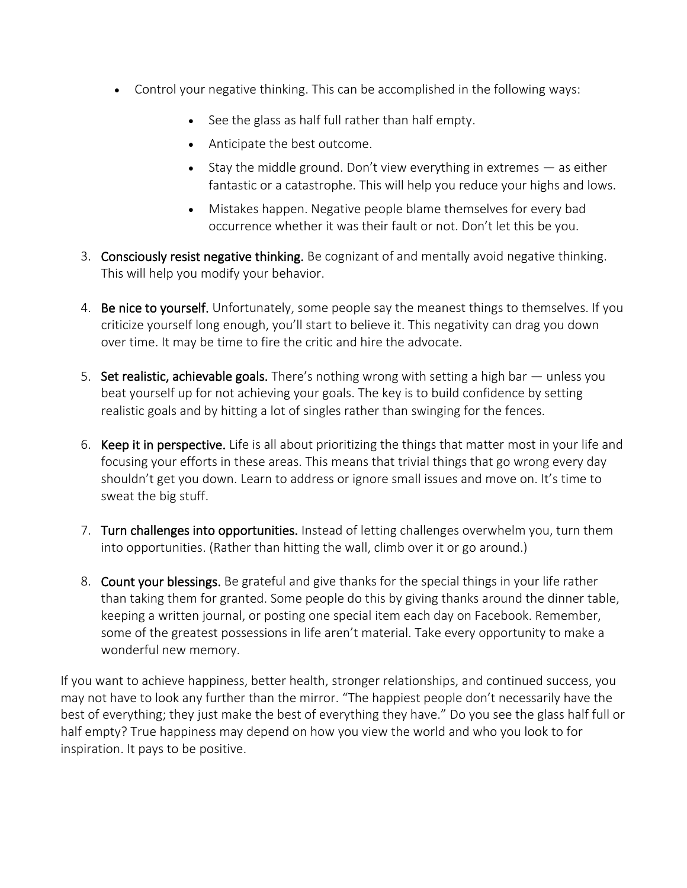- Control your negative thinking. This can be accomplished in the following ways:
    - See the glass as half full rather than half empty.
    - Anticipate the best outcome.
    - Stay the middle ground. Don't view everything in extremes — as either fantastic or a catastrophe. This will help you reduce your highs and lows.
    - Mistakes happen. Negative people blame themselves for every bad occurrence whether it was their fault or not. Don't let this be you.

3. **Consciously resist negative thinking.** Be cognizant of and mentally avoid negative thinking. This will help you modify your behavior.

4. **Be nice to yourself.** Unfortunately, some people say the meanest things to themselves. If you criticize yourself long enough, you'll start to believe it. This negativity can drag you down over time. It may be time to fire the critic and hire the advocate.

5. **Set realistic, achievable goals.** There's nothing wrong with setting a high bar — unless you beat yourself up for not achieving your goals. The key is to build confidence by setting realistic goals and by hitting a lot of singles rather than swinging for the fences.

6. **Keep it in perspective.** Life is all about prioritizing the things that matter most in your life and focusing your efforts in these areas. This means that trivial things that go wrong every day shouldn't get you down. Learn to address or ignore small issues and move on. It's time to sweat the big stuff.

7. **Turn challenges into opportunities.** Instead of letting challenges overwhelm you, turn them into opportunities. (Rather than hitting the wall, climb over it or go around.)

8. **Count your blessings.** Be grateful and give thanks for the special things in your life rather than taking them for granted. Some people do this by giving thanks around the dinner table, keeping a written journal, or posting one special item each day on Facebook. Remember, some of the greatest possessions in life aren't material. Take every opportunity to make a wonderful new memory.

If you want to achieve happiness, better health, stronger relationships, and continued success, you may not have to look any further than the mirror. "The happiest people don't necessarily have the best of everything; they just make the best of everything they have." Do you see the glass half full or half empty? True happiness may depend on how you view the world and who you look to for inspiration. It pays to be positive.